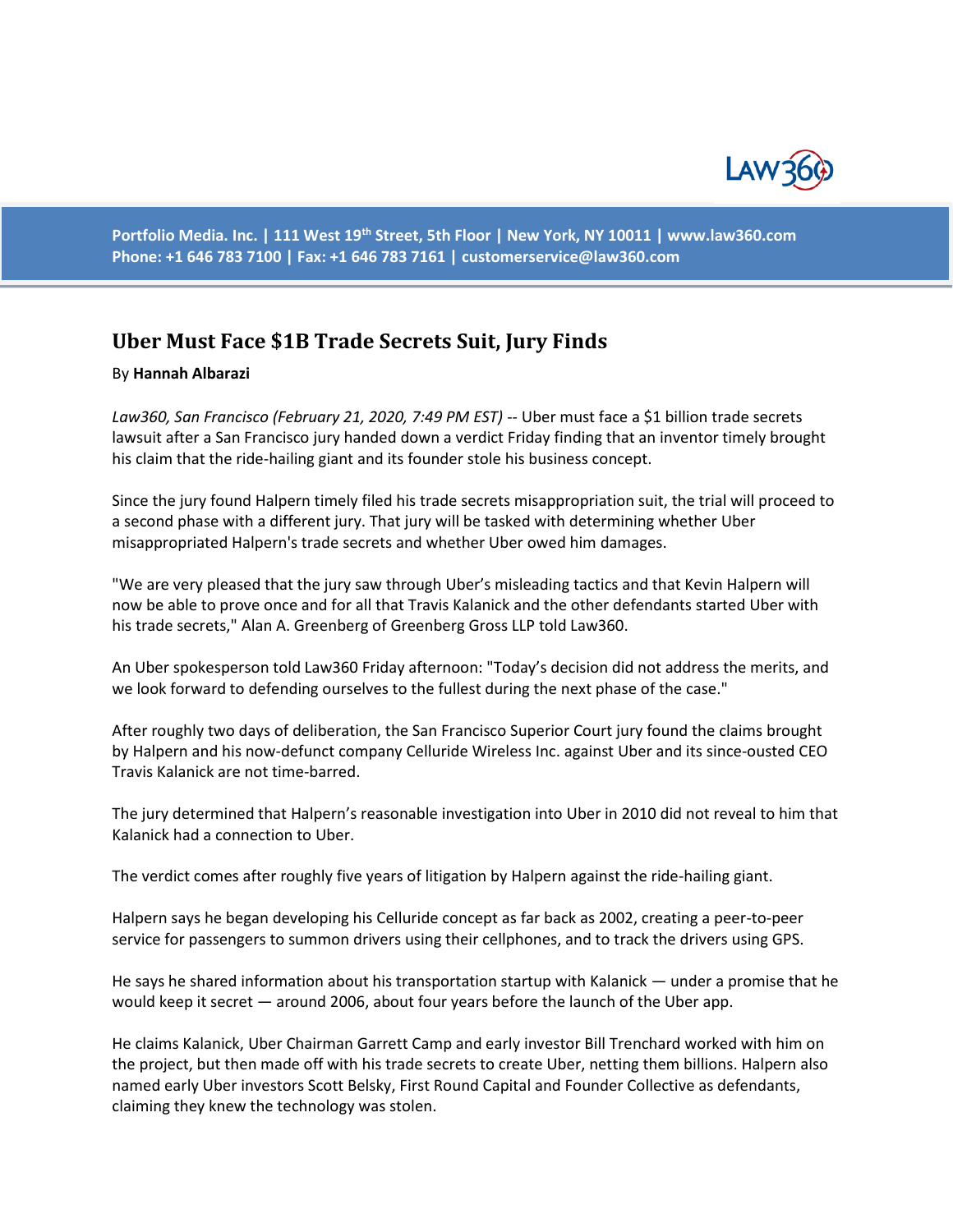Portfolio Media. Inc. | 111 West 19th Street, 5th Floor | New York, NY 10011 | www.law360.com
Phone: +1 646 783 7100 | Fax: +1 646 783 7161 | customerservice@law360.com

# Uber Must Face $1B Trade Secrets Suit, Jury Finds

By **Hannah Albarazi**

*Law360, San Francisco (February 21, 2020, 7:49 PM EST)* -- Uber must face a $1 billion trade secrets lawsuit after a San Francisco jury handed down a verdict Friday finding that an inventor timely brought his claim that the ride-hailing giant and its founder stole his business concept.

Since the jury found Halpern timely filed his trade secrets misappropriation suit, the trial will proceed to a second phase with a different jury. That jury will be tasked with determining whether Uber misappropriated Halpern's trade secrets and whether Uber owed him damages.

"We are very pleased that the jury saw through Uber's misleading tactics and that Kevin Halpern will now be able to prove once and for all that Travis Kalanick and the other defendants started Uber with his trade secrets," Alan A. Greenberg of Greenberg Gross LLP told Law360.

An Uber spokesperson told Law360 Friday afternoon: "Today's decision did not address the merits, and we look forward to defending ourselves to the fullest during the next phase of the case."

After roughly two days of deliberation, the San Francisco Superior Court jury found the claims brought by Halpern and his now-defunct company Celluride Wireless Inc. against Uber and its since-ousted CEO Travis Kalanick are not time-barred.

The jury determined that Halpern's reasonable investigation into Uber in 2010 did not reveal to him that Kalanick had a connection to Uber.

The verdict comes after roughly five years of litigation by Halpern against the ride-hailing giant.

Halpern says he began developing his Celluride concept as far back as 2002, creating a peer-to-peer service for passengers to summon drivers using their cellphones, and to track the drivers using GPS.

He says he shared information about his transportation startup with Kalanick — under a promise that he would keep it secret — around 2006, about four years before the launch of the Uber app.

He claims Kalanick, Uber Chairman Garrett Camp and early investor Bill Trenchard worked with him on the project, but then made off with his trade secrets to create Uber, netting them billions. Halpern also named early Uber investors Scott Belsky, First Round Capital and Founder Collective as defendants, claiming they knew the technology was stolen.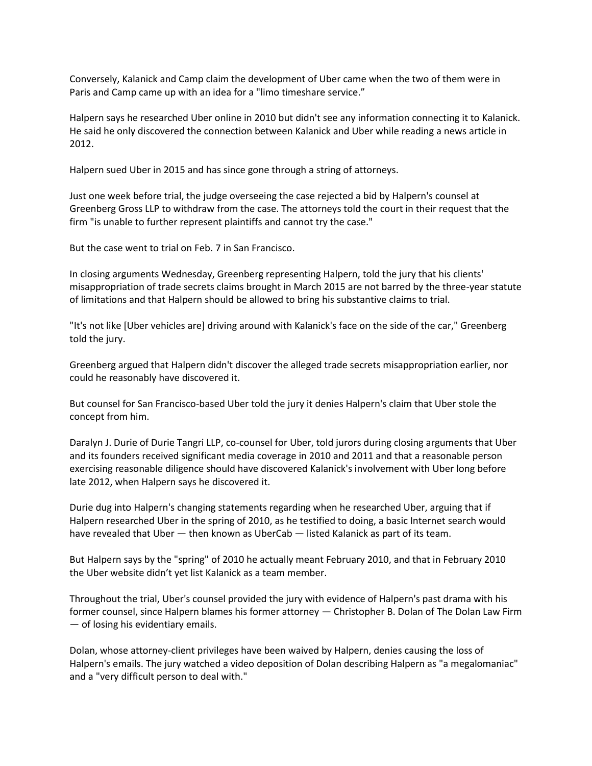Conversely, Kalanick and Camp claim the development of Uber came when the two of them were in Paris and Camp came up with an idea for a "limo timeshare service."

Halpern says he researched Uber online in 2010 but didn't see any information connecting it to Kalanick. He said he only discovered the connection between Kalanick and Uber while reading a news article in 2012.

Halpern sued Uber in 2015 and has since gone through a string of attorneys.

Just one week before trial, the judge overseeing the case rejected a bid by Halpern's counsel at Greenberg Gross LLP to withdraw from the case. The attorneys told the court in their request that the firm "is unable to further represent plaintiffs and cannot try the case."

But the case went to trial on Feb. 7 in San Francisco.

In closing arguments Wednesday, Greenberg representing Halpern, told the jury that his clients' misappropriation of trade secrets claims brought in March 2015 are not barred by the three-year statute of limitations and that Halpern should be allowed to bring his substantive claims to trial.

"It's not like [Uber vehicles are] driving around with Kalanick's face on the side of the car," Greenberg told the jury.

Greenberg argued that Halpern didn't discover the alleged trade secrets misappropriation earlier, nor could he reasonably have discovered it.

But counsel for San Francisco-based Uber told the jury it denies Halpern's claim that Uber stole the concept from him.

Daralyn J. Durie of Durie Tangri LLP, co-counsel for Uber, told jurors during closing arguments that Uber and its founders received significant media coverage in 2010 and 2011 and that a reasonable person exercising reasonable diligence should have discovered Kalanick's involvement with Uber long before late 2012, when Halpern says he discovered it.

Durie dug into Halpern's changing statements regarding when he researched Uber, arguing that if Halpern researched Uber in the spring of 2010, as he testified to doing, a basic Internet search would have revealed that Uber — then known as UberCab — listed Kalanick as part of its team.

But Halpern says by the "spring" of 2010 he actually meant February 2010, and that in February 2010 the Uber website didn't yet list Kalanick as a team member.

Throughout the trial, Uber's counsel provided the jury with evidence of Halpern's past drama with his former counsel, since Halpern blames his former attorney — Christopher B. Dolan of The Dolan Law Firm — of losing his evidentiary emails.

Dolan, whose attorney-client privileges have been waived by Halpern, denies causing the loss of Halpern's emails. The jury watched a video deposition of Dolan describing Halpern as "a megalomaniac" and a "very difficult person to deal with."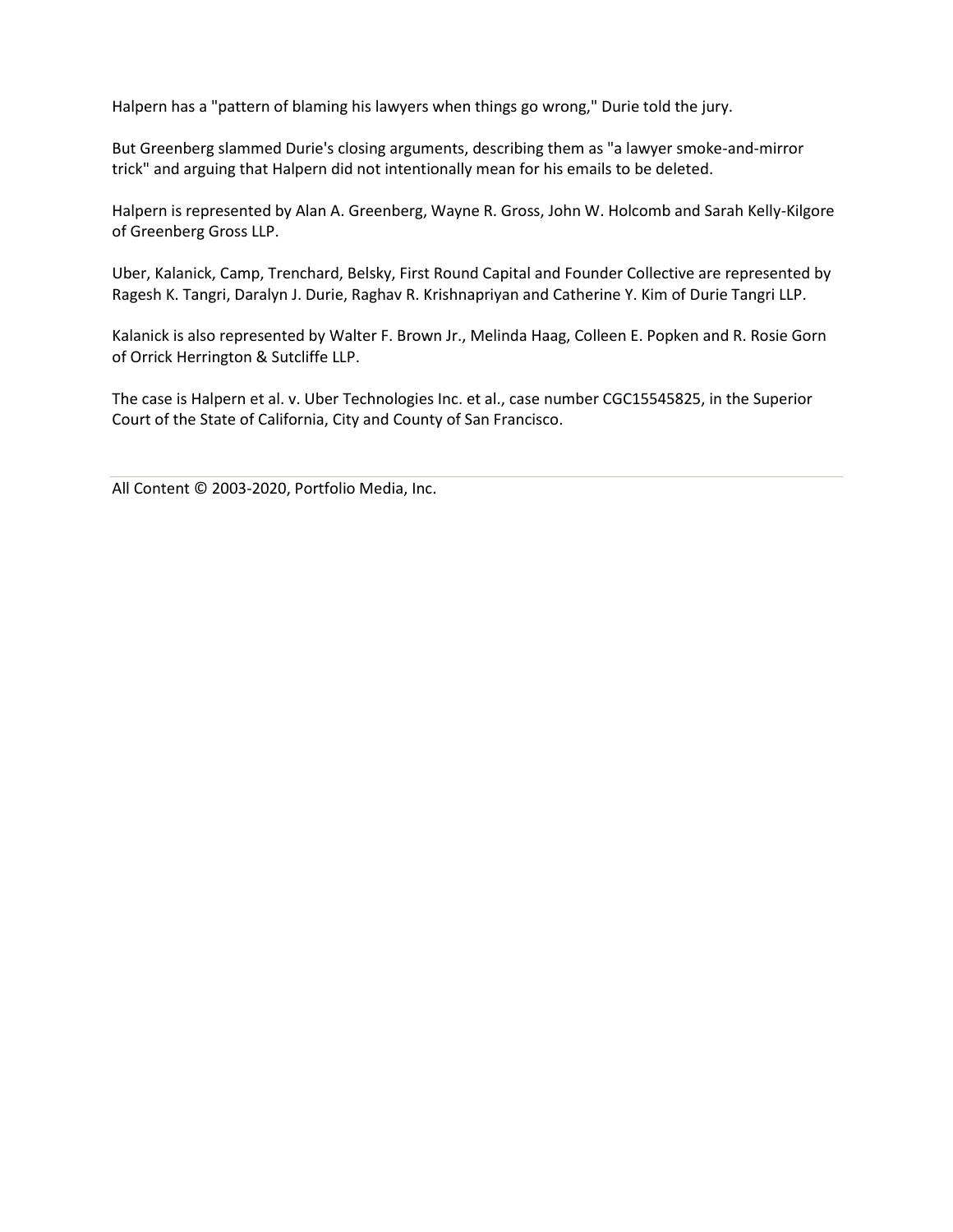Halpern has a "pattern of blaming his lawyers when things go wrong," Durie told the jury.

But Greenberg slammed Durie's closing arguments, describing them as "a lawyer smoke-and-mirror trick" and arguing that Halpern did not intentionally mean for his emails to be deleted.

Halpern is represented by Alan A. Greenberg, Wayne R. Gross, John W. Holcomb and Sarah Kelly-Kilgore of Greenberg Gross LLP.

Uber, Kalanick, Camp, Trenchard, Belsky, First Round Capital and Founder Collective are represented by Ragesh K. Tangri, Daralyn J. Durie, Raghav R. Krishnapriyan and Catherine Y. Kim of Durie Tangri LLP.

Kalanick is also represented by Walter F. Brown Jr., Melinda Haag, Colleen E. Popken and R. Rosie Gorn of Orrick Herrington & Sutcliffe LLP.

The case is Halpern et al. v. Uber Technologies Inc. et al., case number CGC15545825, in the Superior Court of the State of California, City and County of San Francisco.

---

All Content © 2003-2020, Portfolio Media, Inc.